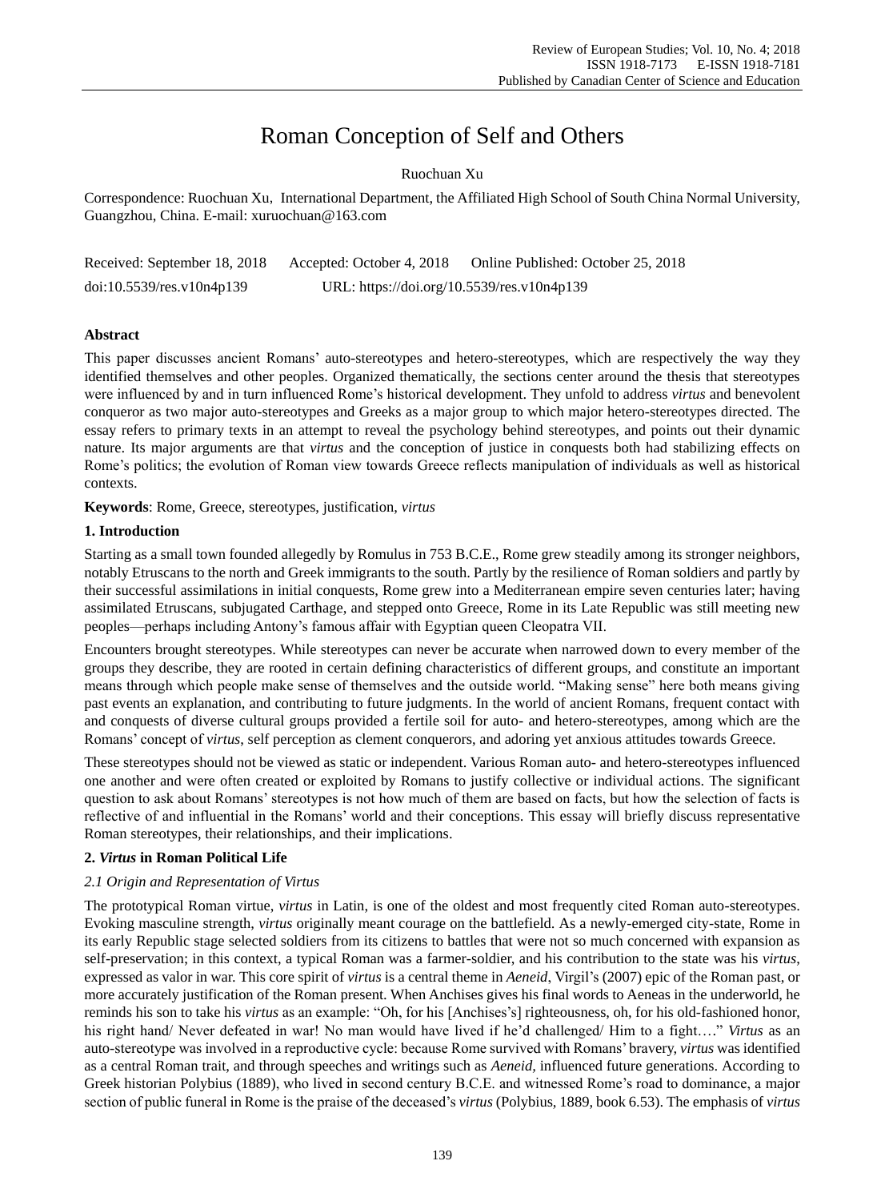# Roman Conception of Self and Others

Ruochuan Xu

Correspondence: Ruochuan Xu, International Department, the Affiliated High School of South China Normal University, Guangzhou, China. E-mail: xuruochuan@163.com

Received: September 18, 2018 Accepted: October 4, 2018 Online Published: October 25, 2018

doi:10.5539/res.v10n4p139 URL: https://doi.org/10.5539/res.v10n4p139

## Abstract

This paper discusses ancient Romans' auto-stereotypes and hetero-stereotypes, which are respectively the way they identified themselves and other peoples. Organized thematically, the sections center around the thesis that stereotypes were influenced by and in turn influenced Rome's historical development. They unfold to address *virtus* and benevolent conqueror as two major auto-stereotypes and Greeks as a major group to which major hetero-stereotypes directed. The essay refers to primary texts in an attempt to reveal the psychology behind stereotypes, and points out their dynamic nature. Its major arguments are that *virtus* and the conception of justice in conquests both had stabilizing effects on Rome's politics; the evolution of Roman view towards Greece reflects manipulation of individuals as well as historical contexts.

**Keywords**: Rome, Greece, stereotypes, justification, *virtus*

## 1. Introduction

Starting as a small town founded allegedly by Romulus in 753 B.C.E., Rome grew steadily among its stronger neighbors, notably Etruscans to the north and Greek immigrants to the south. Partly by the resilience of Roman soldiers and partly by their successful assimilations in initial conquests, Rome grew into a Mediterranean empire seven centuries later; having assimilated Etruscans, subjugated Carthage, and stepped onto Greece, Rome in its Late Republic was still meeting new peoples—perhaps including Antony's famous affair with Egyptian queen Cleopatra VII.

Encounters brought stereotypes. While stereotypes can never be accurate when narrowed down to every member of the groups they describe, they are rooted in certain defining characteristics of different groups, and constitute an important means through which people make sense of themselves and the outside world. "Making sense" here both means giving past events an explanation, and contributing to future judgments. In the world of ancient Romans, frequent contact with and conquests of diverse cultural groups provided a fertile soil for auto- and hetero-stereotypes, among which are the Romans' concept of *virtus*, self perception as clement conquerors, and adoring yet anxious attitudes towards Greece.

These stereotypes should not be viewed as static or independent. Various Roman auto- and hetero-stereotypes influenced one another and were often created or exploited by Romans to justify collective or individual actions. The significant question to ask about Romans' stereotypes is not how much of them are based on facts, but how the selection of facts is reflective of and influential in the Romans' world and their conceptions. This essay will briefly discuss representative Roman stereotypes, their relationships, and their implications.

## 2. *Virtus* in Roman Political Life

### *2.1 Origin and Representation of Virtus*

The prototypical Roman virtue, *virtus* in Latin, is one of the oldest and most frequently cited Roman auto-stereotypes. Evoking masculine strength, *virtus* originally meant courage on the battlefield. As a newly-emerged city-state, Rome in its early Republic stage selected soldiers from its citizens to battles that were not so much concerned with expansion as self-preservation; in this context, a typical Roman was a farmer-soldier, and his contribution to the state was his *virtus*, expressed as valor in war. This core spirit of *virtus* is a central theme in *Aeneid*, Virgil's (2007) epic of the Roman past, or more accurately justification of the Roman present. When Anchises gives his final words to Aeneas in the underworld, he reminds his son to take his *virtus* as an example: "Oh, for his [Anchises's] righteousness, oh, for his old-fashioned honor, his right hand/ Never defeated in war! No man would have lived if he'd challenged/ Him to a fight…." *Virtus* as an auto-stereotype was involved in a reproductive cycle: because Rome survived with Romans' bravery, *virtus* was identified as a central Roman trait, and through speeches and writings such as *Aeneid*, influenced future generations. According to Greek historian Polybius (1889), who lived in second century B.C.E. and witnessed Rome's road to dominance, a major section of public funeral in Rome is the praise of the deceased's *virtus* (Polybius, 1889, book 6.53). The emphasis of *virtus*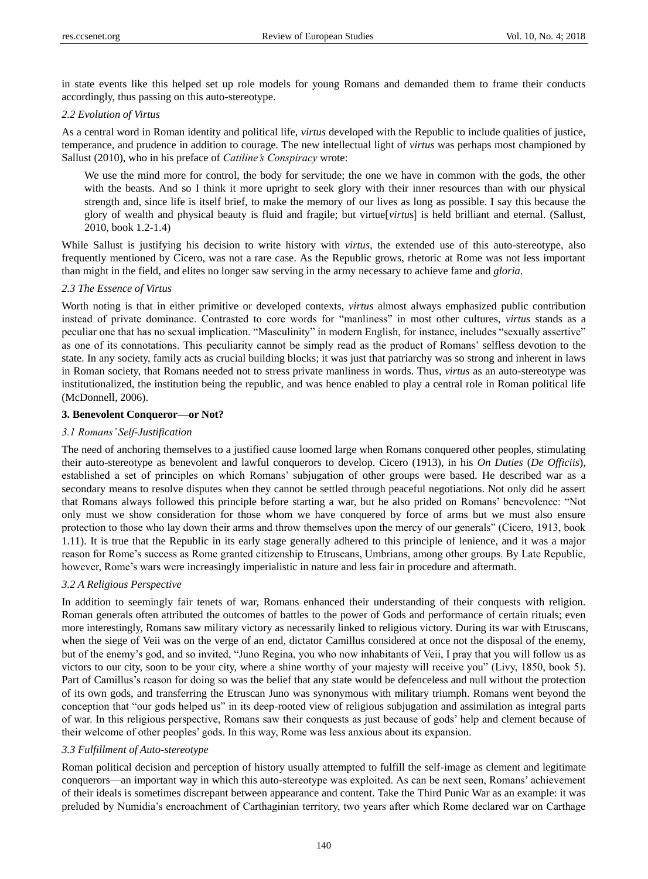in state events like this helped set up role models for young Romans and demanded them to frame their conducts accordingly, thus passing on this auto-stereotype.

### *2.2 Evolution of Virtus*

As a central word in Roman identity and political life, *virtus* developed with the Republic to include qualities of justice, temperance, and prudence in addition to courage. The new intellectual light of *virtus* was perhaps most championed by Sallust (2010), who in his preface of *Catiline's Conspiracy* wrote:

> We use the mind more for control, the body for servitude; the one we have in common with the gods, the other with the beasts. And so I think it more upright to seek glory with their inner resources than with our physical strength and, since life is itself brief, to make the memory of our lives as long as possible. I say this because the glory of wealth and physical beauty is fluid and fragile; but virtue[*virtus*] is held brilliant and eternal. (Sallust, 2010, book 1.2-1.4)

While Sallust is justifying his decision to write history with *virtus*, the extended use of this auto-stereotype, also frequently mentioned by Cicero, was not a rare case. As the Republic grows, rhetoric at Rome was not less important than might in the field, and elites no longer saw serving in the army necessary to achieve fame and *gloria*.

### *2.3 The Essence of Virtus*

Worth noting is that in either primitive or developed contexts, *virtus* almost always emphasized public contribution instead of private dominance. Contrasted to core words for "manliness" in most other cultures, *virtus* stands as a peculiar one that has no sexual implication. "Masculinity" in modern English, for instance, includes "sexually assertive" as one of its connotations. This peculiarity cannot be simply read as the product of Romans' selfless devotion to the state. In any society, family acts as crucial building blocks; it was just that patriarchy was so strong and inherent in laws in Roman society, that Romans needed not to stress private manliness in words. Thus, *virtus* as an auto-stereotype was institutionalized, the institution being the republic, and was hence enabled to play a central role in Roman political life (McDonnell, 2006).

## **3. Benevolent Conqueror—or Not?**

### *3.1 Romans' Self-Justification*

The need of anchoring themselves to a justified cause loomed large when Romans conquered other peoples, stimulating their auto-stereotype as benevolent and lawful conquerors to develop. Cicero (1913), in his *On Duties* (*De Officiis*), established a set of principles on which Romans' subjugation of other groups were based. He described war as a secondary means to resolve disputes when they cannot be settled through peaceful negotiations. Not only did he assert that Romans always followed this principle before starting a war, but he also prided on Romans' benevolence: "Not only must we show consideration for those whom we have conquered by force of arms but we must also ensure protection to those who lay down their arms and throw themselves upon the mercy of our generals" (Cicero, 1913, book 1.11). It is true that the Republic in its early stage generally adhered to this principle of lenience, and it was a major reason for Rome's success as Rome granted citizenship to Etruscans, Umbrians, among other groups. By Late Republic, however, Rome's wars were increasingly imperialistic in nature and less fair in procedure and aftermath.

### *3.2 A Religious Perspective*

In addition to seemingly fair tenets of war, Romans enhanced their understanding of their conquests with religion. Roman generals often attributed the outcomes of battles to the power of Gods and performance of certain rituals; even more interestingly, Romans saw military victory as necessarily linked to religious victory. During its war with Etruscans, when the siege of Veii was on the verge of an end, dictator Camillus considered at once not the disposal of the enemy, but of the enemy's god, and so invited, "Juno Regina, you who now inhabitants of Veii, I pray that you will follow us as victors to our city, soon to be your city, where a shine worthy of your majesty will receive you" (Livy, 1850, book 5). Part of Camillus's reason for doing so was the belief that any state would be defenceless and null without the protection of its own gods, and transferring the Etruscan Juno was synonymous with military triumph. Romans went beyond the conception that "our gods helped us" in its deep-rooted view of religious subjugation and assimilation as integral parts of war. In this religious perspective, Romans saw their conquests as just because of gods' help and clement because of their welcome of other peoples' gods. In this way, Rome was less anxious about its expansion.

### *3.3 Fulfillment of Auto-stereotype*

Roman political decision and perception of history usually attempted to fulfill the self-image as clement and legitimate conquerors—an important way in which this auto-stereotype was exploited. As can be next seen, Romans' achievement of their ideals is sometimes discrepant between appearance and content. Take the Third Punic War as an example: it was preluded by Numidia's encroachment of Carthaginian territory, two years after which Rome declared war on Carthage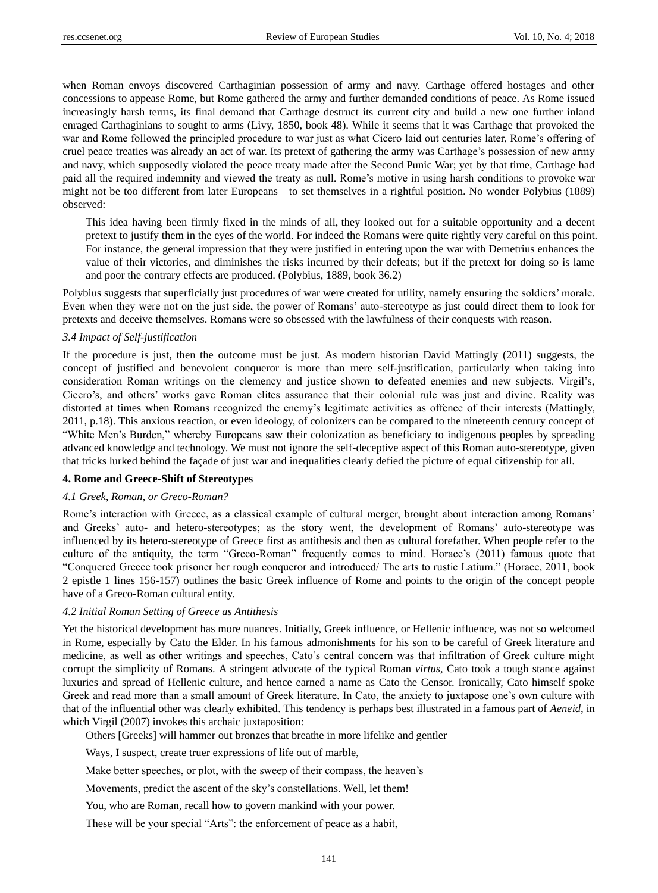when Roman envoys discovered Carthaginian possession of army and navy. Carthage offered hostages and other concessions to appease Rome, but Rome gathered the army and further demanded conditions of peace. As Rome issued increasingly harsh terms, its final demand that Carthage destruct its current city and build a new one further inland enraged Carthaginians to sought to arms (Livy, 1850, book 48). While it seems that it was Carthage that provoked the war and Rome followed the principled procedure to war just as what Cicero laid out centuries later, Rome's offering of cruel peace treaties was already an act of war. Its pretext of gathering the army was Carthage's possession of new army and navy, which supposedly violated the peace treaty made after the Second Punic War; yet by that time, Carthage had paid all the required indemnity and viewed the treaty as null. Rome's motive in using harsh conditions to provoke war might not be too different from later Europeans—to set themselves in a rightful position. No wonder Polybius (1889) observed:

> This idea having been firmly fixed in the minds of all, they looked out for a suitable opportunity and a decent pretext to justify them in the eyes of the world. For indeed the Romans were quite rightly very careful on this point. For instance, the general impression that they were justified in entering upon the war with Demetrius enhances the value of their victories, and diminishes the risks incurred by their defeats; but if the pretext for doing so is lame and poor the contrary effects are produced. (Polybius, 1889, book 36.2)

Polybius suggests that superficially just procedures of war were created for utility, namely ensuring the soldiers' morale. Even when they were not on the just side, the power of Romans' auto-stereotype as just could direct them to look for pretexts and deceive themselves. Romans were so obsessed with the lawfulness of their conquests with reason.

### *3.4 Impact of Self-justification*

If the procedure is just, then the outcome must be just. As modern historian David Mattingly (2011) suggests, the concept of justified and benevolent conqueror is more than mere self-justification, particularly when taking into consideration Roman writings on the clemency and justice shown to defeated enemies and new subjects. Virgil's, Cicero's, and others' works gave Roman elites assurance that their colonial rule was just and divine. Reality was distorted at times when Romans recognized the enemy's legitimate activities as offence of their interests (Mattingly, 2011, p.18). This anxious reaction, or even ideology, of colonizers can be compared to the nineteenth century concept of "White Men's Burden," whereby Europeans saw their colonization as beneficiary to indigenous peoples by spreading advanced knowledge and technology. We must not ignore the self-deceptive aspect of this Roman auto-stereotype, given that tricks lurked behind the façade of just war and inequalities clearly defied the picture of equal citizenship for all.

## **4. Rome and Greece-Shift of Stereotypes**

### *4.1 Greek, Roman, or Greco-Roman?*

Rome's interaction with Greece, as a classical example of cultural merger, brought about interaction among Romans' and Greeks' auto- and hetero-stereotypes; as the story went, the development of Romans' auto-stereotype was influenced by its hetero-stereotype of Greece first as antithesis and then as cultural forefather. When people refer to the culture of the antiquity, the term "Greco-Roman" frequently comes to mind. Horace's (2011) famous quote that "Conquered Greece took prisoner her rough conqueror and introduced/ The arts to rustic Latium." (Horace, 2011, book 2 epistle 1 lines 156-157) outlines the basic Greek influence of Rome and points to the origin of the concept people have of a Greco-Roman cultural entity.

### *4.2 Initial Roman Setting of Greece as Antithesis*

Yet the historical development has more nuances. Initially, Greek influence, or Hellenic influence, was not so welcomed in Rome, especially by Cato the Elder. In his famous admonishments for his son to be careful of Greek literature and medicine, as well as other writings and speeches, Cato's central concern was that infiltration of Greek culture might corrupt the simplicity of Romans. A stringent advocate of the typical Roman *virtus*, Cato took a tough stance against luxuries and spread of Hellenic culture, and hence earned a name as Cato the Censor. Ironically, Cato himself spoke Greek and read more than a small amount of Greek literature. In Cato, the anxiety to juxtapose one's own culture with that of the influential other was clearly exhibited. This tendency is perhaps best illustrated in a famous part of *Aeneid*, in which Virgil (2007) invokes this archaic juxtaposition:

> Others [Greeks] will hammer out bronzes that breathe in more lifelike and gentler
>
> Ways, I suspect, create truer expressions of life out of marble,
>
> Make better speeches, or plot, with the sweep of their compass, the heaven's
>
> Movements, predict the ascent of the sky's constellations. Well, let them!
>
> You, who are Roman, recall how to govern mankind with your power.
>
> These will be your special "Arts": the enforcement of peace as a habit,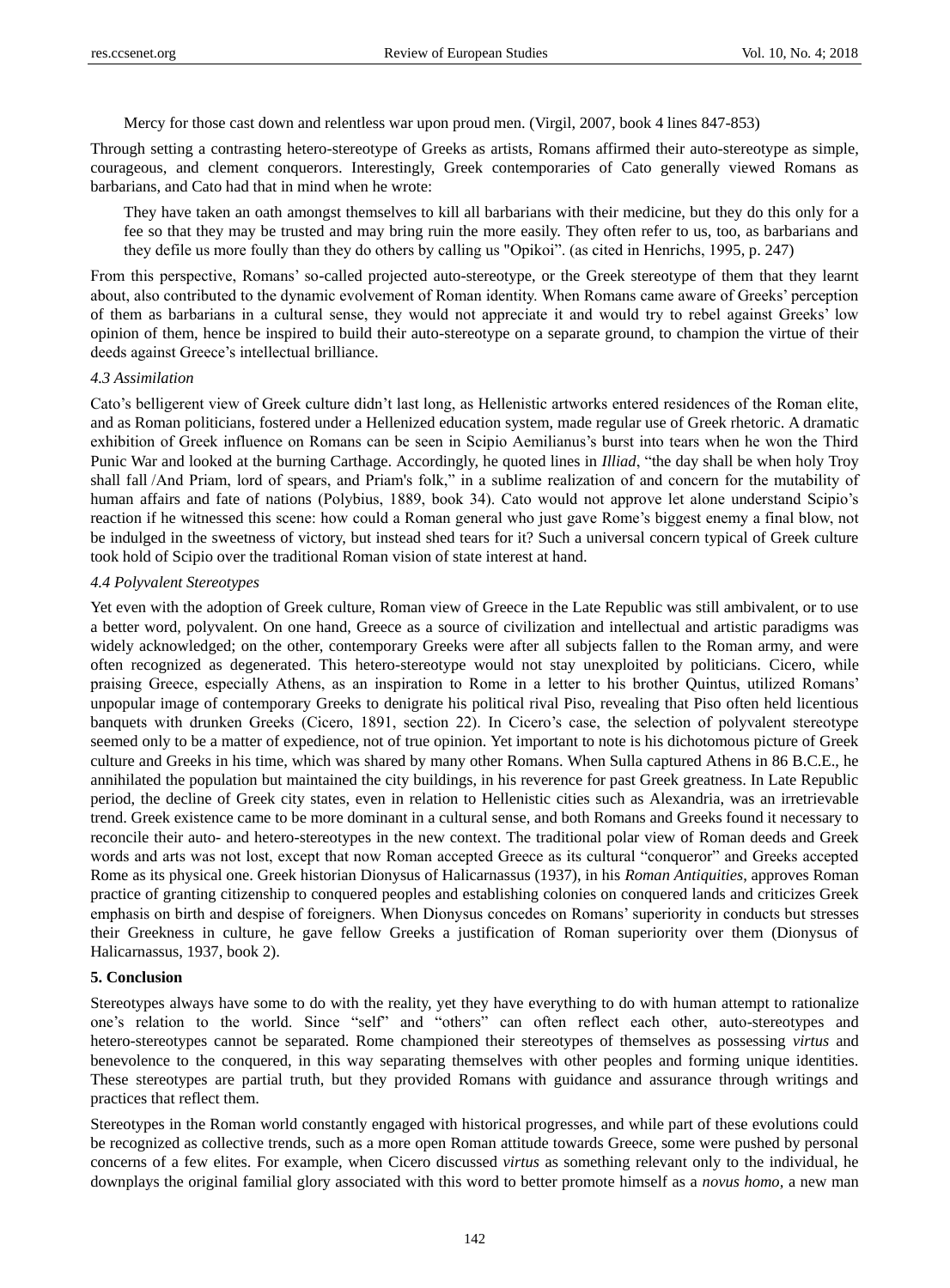Mercy for those cast down and relentless war upon proud men. (Virgil, 2007, book 4 lines 847-853)

Through setting a contrasting hetero-stereotype of Greeks as artists, Romans affirmed their auto-stereotype as simple, courageous, and clement conquerors. Interestingly, Greek contemporaries of Cato generally viewed Romans as barbarians, and Cato had that in mind when he wrote:

> They have taken an oath amongst themselves to kill all barbarians with their medicine, but they do this only for a fee so that they may be trusted and may bring ruin the more easily. They often refer to us, too, as barbarians and they defile us more foully than they do others by calling us "Opikoi". (as cited in Henrichs, 1995, p. 247)

From this perspective, Romans' so-called projected auto-stereotype, or the Greek stereotype of them that they learnt about, also contributed to the dynamic evolvement of Roman identity. When Romans came aware of Greeks' perception of them as barbarians in a cultural sense, they would not appreciate it and would try to rebel against Greeks' low opinion of them, hence be inspired to build their auto-stereotype on a separate ground, to champion the virtue of their deeds against Greece's intellectual brilliance.

### *4.3 Assimilation*

Cato's belligerent view of Greek culture didn't last long, as Hellenistic artworks entered residences of the Roman elite, and as Roman politicians, fostered under a Hellenized education system, made regular use of Greek rhetoric. A dramatic exhibition of Greek influence on Romans can be seen in Scipio Aemilianus's burst into tears when he won the Third Punic War and looked at the burning Carthage. Accordingly, he quoted lines in *Illiad*, "the day shall be when holy Troy shall fall /And Priam, lord of spears, and Priam's folk," in a sublime realization of and concern for the mutability of human affairs and fate of nations (Polybius, 1889, book 34). Cato would not approve let alone understand Scipio's reaction if he witnessed this scene: how could a Roman general who just gave Rome's biggest enemy a final blow, not be indulged in the sweetness of victory, but instead shed tears for it? Such a universal concern typical of Greek culture took hold of Scipio over the traditional Roman vision of state interest at hand.

### *4.4 Polyvalent Stereotypes*

Yet even with the adoption of Greek culture, Roman view of Greece in the Late Republic was still ambivalent, or to use a better word, polyvalent. On one hand, Greece as a source of civilization and intellectual and artistic paradigms was widely acknowledged; on the other, contemporary Greeks were after all subjects fallen to the Roman army, and were often recognized as degenerated. This hetero-stereotype would not stay unexploited by politicians. Cicero, while praising Greece, especially Athens, as an inspiration to Rome in a letter to his brother Quintus, utilized Romans' unpopular image of contemporary Greeks to denigrate his political rival Piso, revealing that Piso often held licentious banquets with drunken Greeks (Cicero, 1891, section 22). In Cicero's case, the selection of polyvalent stereotype seemed only to be a matter of expedience, not of true opinion. Yet important to note is his dichotomous picture of Greek culture and Greeks in his time, which was shared by many other Romans. When Sulla captured Athens in 86 B.C.E., he annihilated the population but maintained the city buildings, in his reverence for past Greek greatness. In Late Republic period, the decline of Greek city states, even in relation to Hellenistic cities such as Alexandria, was an irretrievable trend. Greek existence came to be more dominant in a cultural sense, and both Romans and Greeks found it necessary to reconcile their auto- and hetero-stereotypes in the new context. The traditional polar view of Roman deeds and Greek words and arts was not lost, except that now Roman accepted Greece as its cultural "conqueror" and Greeks accepted Rome as its physical one. Greek historian Dionysus of Halicarnassus (1937), in his *Roman Antiquities*, approves Roman practice of granting citizenship to conquered peoples and establishing colonies on conquered lands and criticizes Greek emphasis on birth and despise of foreigners. When Dionysus concedes on Romans' superiority in conducts but stresses their Greekness in culture, he gave fellow Greeks a justification of Roman superiority over them (Dionysus of Halicarnassus, 1937, book 2).

## **5. Conclusion**

Stereotypes always have some to do with the reality, yet they have everything to do with human attempt to rationalize one's relation to the world. Since "self" and "others" can often reflect each other, auto-stereotypes and hetero-stereotypes cannot be separated. Rome championed their stereotypes of themselves as possessing *virtus* and benevolence to the conquered, in this way separating themselves with other peoples and forming unique identities. These stereotypes are partial truth, but they provided Romans with guidance and assurance through writings and practices that reflect them.

Stereotypes in the Roman world constantly engaged with historical progresses, and while part of these evolutions could be recognized as collective trends, such as a more open Roman attitude towards Greece, some were pushed by personal concerns of a few elites. For example, when Cicero discussed *virtus* as something relevant only to the individual, he downplays the original familial glory associated with this word to better promote himself as a *novus homo*, a new man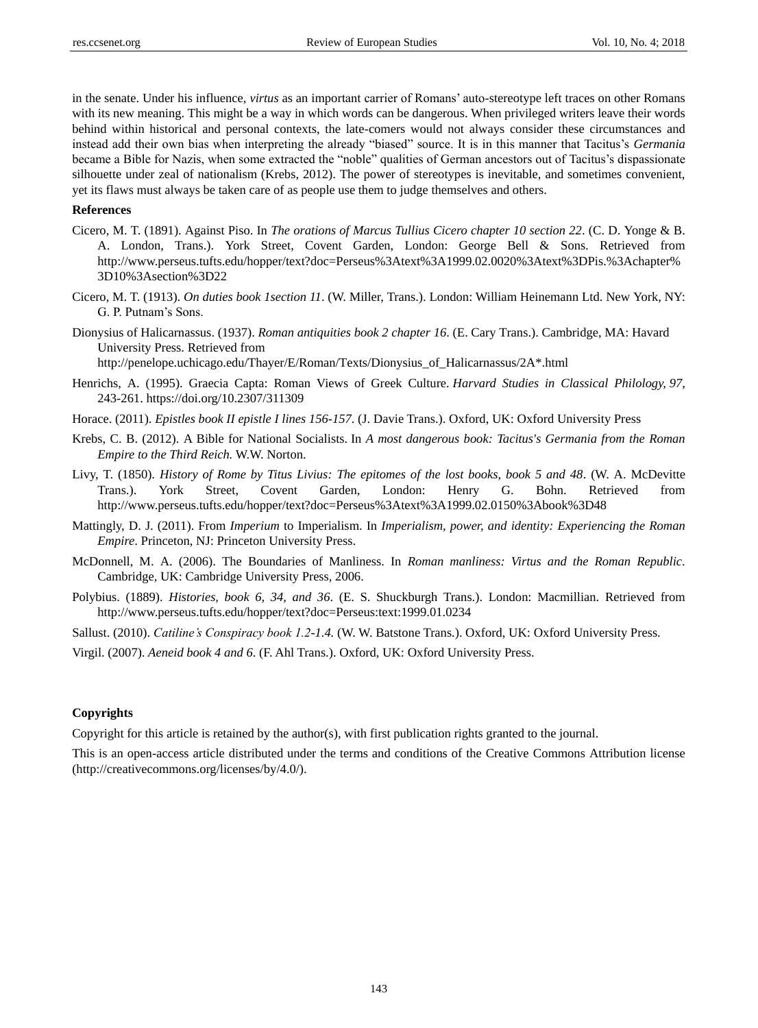in the senate. Under his influence, *virtus* as an important carrier of Romans' auto-stereotype left traces on other Romans with its new meaning. This might be a way in which words can be dangerous. When privileged writers leave their words behind within historical and personal contexts, the late-comers would not always consider these circumstances and instead add their own bias when interpreting the already "biased" source. It is in this manner that Tacitus's *Germania* became a Bible for Nazis, when some extracted the "noble" qualities of German ancestors out of Tacitus's dispassionate silhouette under zeal of nationalism (Krebs, 2012). The power of stereotypes is inevitable, and sometimes convenient, yet its flaws must always be taken care of as people use them to judge themselves and others.

**References**

Cicero, M. T. (1891). Against Piso. In *The orations of Marcus Tullius Cicero chapter 10 section 22*. (C. D. Yonge & B. A. London, Trans.). York Street, Covent Garden, London: George Bell & Sons. Retrieved from http://www.perseus.tufts.edu/hopper/text?doc=Perseus%3Atext%3A1999.02.0020%3Atext%3DPis.%3Achapter%3D10%3Asection%3D22

Cicero, M. T. (1913). *On duties book 1section 11*. (W. Miller, Trans.). London: William Heinemann Ltd. New York, NY: G. P. Putnam's Sons.

Dionysius of Halicarnassus. (1937). *Roman antiquities book 2 chapter 16*. (E. Cary Trans.). Cambridge, MA: Havard University Press. Retrieved from http://penelope.uchicago.edu/Thayer/E/Roman/Texts/Dionysius_of_Halicarnassus/2A*.html

Henrichs, A. (1995). Graecia Capta: Roman Views of Greek Culture. *Harvard Studies in Classical Philology, 97*, 243-261. https://doi.org/10.2307/311309

Horace. (2011). *Epistles book II epistle I lines 156-157*. (J. Davie Trans.). Oxford, UK: Oxford University Press

Krebs, C. B. (2012). A Bible for National Socialists. In *A most dangerous book: Tacitus's Germania from the Roman Empire to the Third Reich.* W.W. Norton.

Livy, T. (1850). *History of Rome by Titus Livius: The epitomes of the lost books, book 5 and 48*. (W. A. McDevitte Trans.). York Street, Covent Garden, London: Henry G. Bohn. Retrieved from http://www.perseus.tufts.edu/hopper/text?doc=Perseus%3Atext%3A1999.02.0150%3Abook%3D48

Mattingly, D. J. (2011). From *Imperium* to Imperialism. In *Imperialism, power, and identity: Experiencing the Roman Empire*. Princeton, NJ: Princeton University Press.

McDonnell, M. A. (2006). The Boundaries of Manliness. In *Roman manliness: Virtus and the Roman Republic*. Cambridge, UK: Cambridge University Press, 2006.

Polybius. (1889). *Histories, book 6, 34, and 36*. (E. S. Shuckburgh Trans.). London: Macmillian. Retrieved from http://www.perseus.tufts.edu/hopper/text?doc=Perseus:text:1999.01.0234

Sallust. (2010). *Catiline's Conspiracy book 1.2-1.4.* (W. W. Batstone Trans.). Oxford, UK: Oxford University Press.

Virgil. (2007). *Aeneid book 4 and 6*. (F. Ahl Trans.). Oxford, UK: Oxford University Press.

**Copyrights**

Copyright for this article is retained by the author(s), with first publication rights granted to the journal.

This is an open-access article distributed under the terms and conditions of the Creative Commons Attribution license (http://creativecommons.org/licenses/by/4.0/).